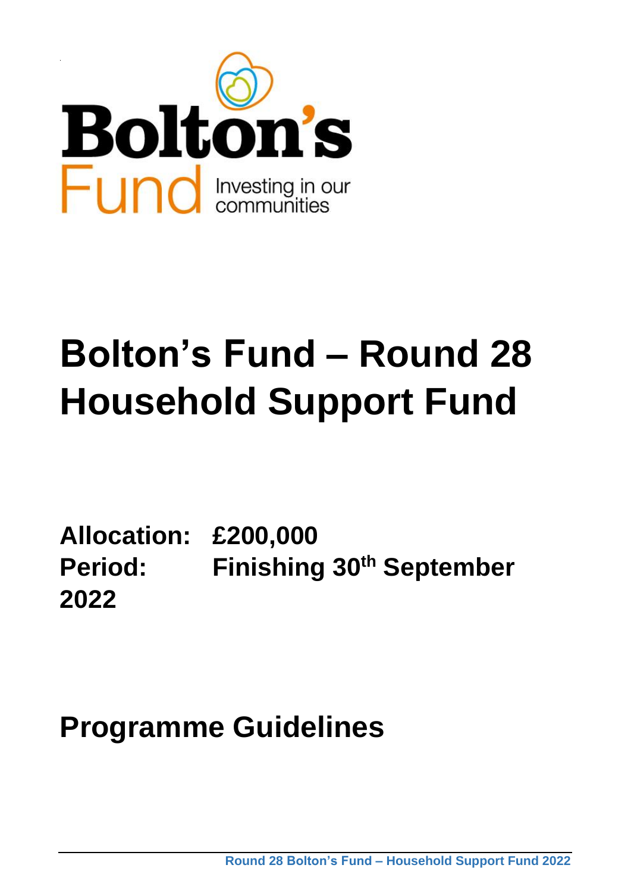Bolton's Fund

Investing in our communities

# Bolton's Fund – Round 28 Household Support Fund

**Allocation:** **£200,000**
**Period:** **Finishing 30th September 2022**

# Programme Guidelines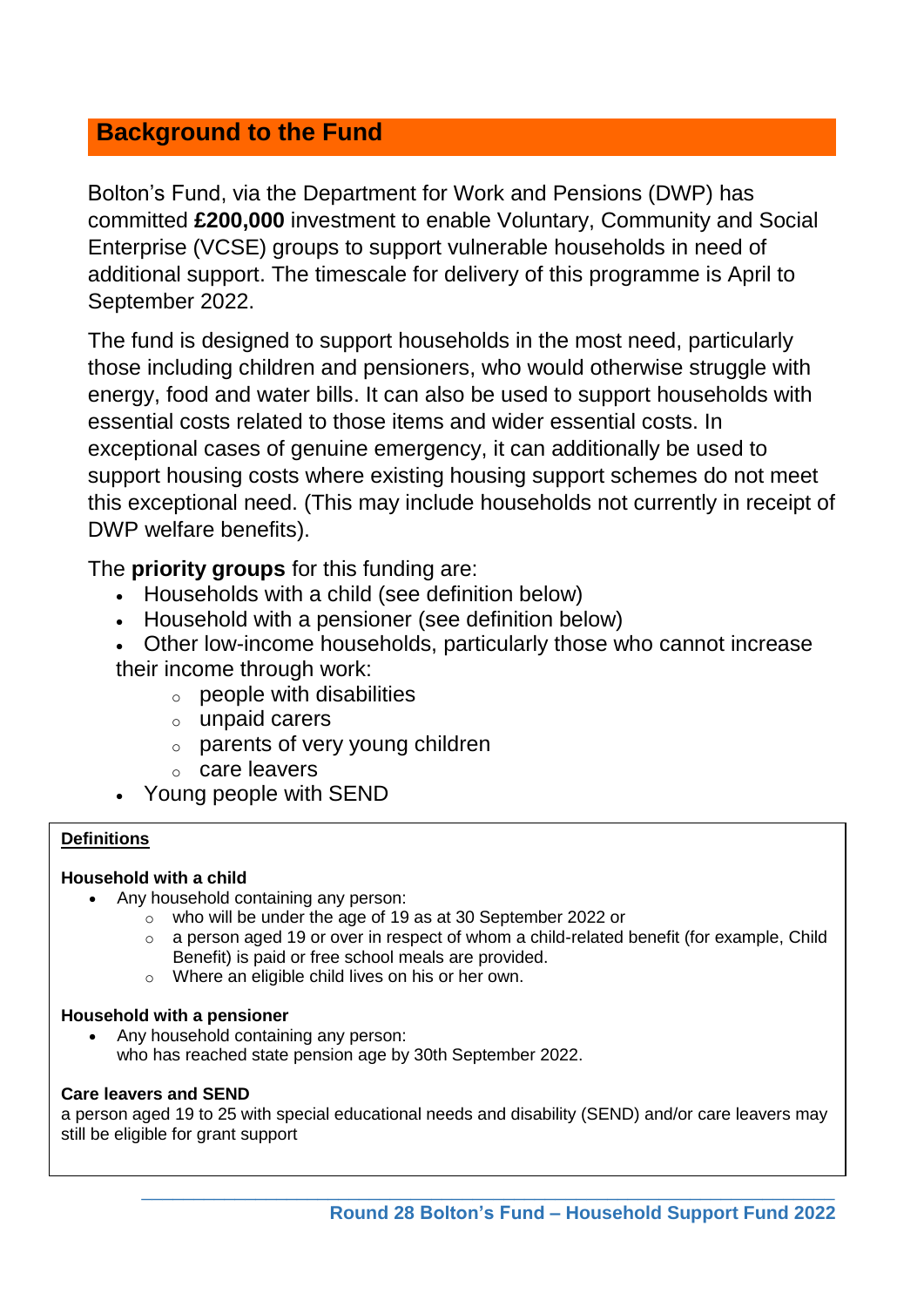## Background to the Fund

Bolton's Fund, via the Department for Work and Pensions (DWP) has committed **£200,000** investment to enable Voluntary, Community and Social Enterprise (VCSE) groups to support vulnerable households in need of additional support. The timescale for delivery of this programme is April to September 2022.

The fund is designed to support households in the most need, particularly those including children and pensioners, who would otherwise struggle with energy, food and water bills. It can also be used to support households with essential costs related to those items and wider essential costs. In exceptional cases of genuine emergency, it can additionally be used to support housing costs where existing housing support schemes do not meet this exceptional need. (This may include households not currently in receipt of DWP welfare benefits).

The **priority groups** for this funding are:

- Households with a child (see definition below)
- Household with a pensioner (see definition below)
- Other low-income households, particularly those who cannot increase their income through work:
    - people with disabilities
    - unpaid carers
    - parents of very young children
    - care leavers
- Young people with SEND

**Definitions**

**Household with a child**

- Any household containing any person:
    - who will be under the age of 19 as at 30 September 2022 or
    - a person aged 19 or over in respect of whom a child-related benefit (for example, Child Benefit) is paid or free school meals are provided.
    - Where an eligible child lives on his or her own.

**Household with a pensioner**

- Any household containing any person:
  who has reached state pension age by 30th September 2022.

**Care leavers and SEND**

a person aged 19 to 25 with special educational needs and disability (SEND) and/or care leavers may still be eligible for grant support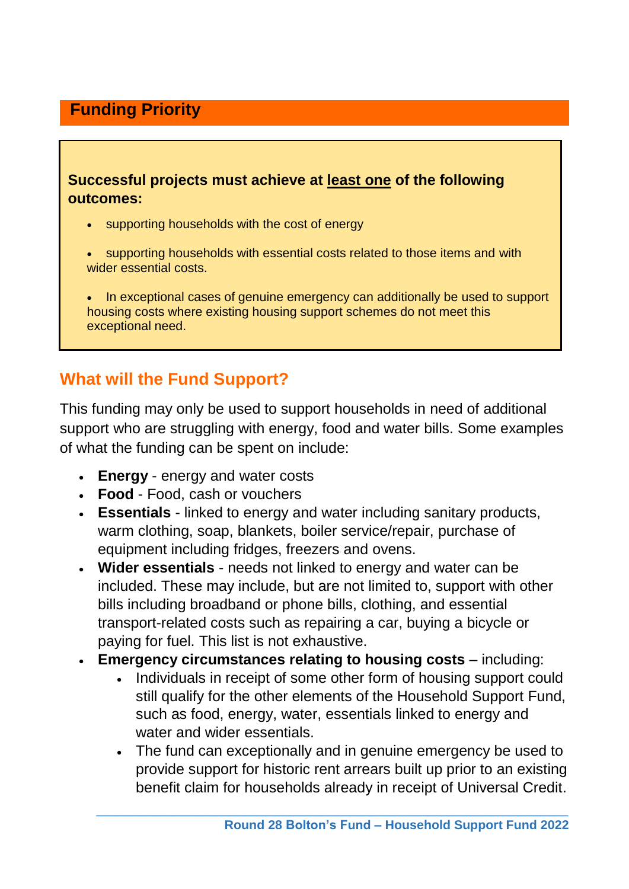## Funding Priority

**Successful projects must achieve at <u>least one</u> of the following outcomes:**

- supporting households with the cost of energy
- supporting households with essential costs related to those items and with wider essential costs.
- In exceptional cases of genuine emergency can additionally be used to support housing costs where existing housing support schemes do not meet this exceptional need.

## What will the Fund Support?

This funding may only be used to support households in need of additional support who are struggling with energy, food and water bills. Some examples of what the funding can be spent on include:

- **Energy** - energy and water costs
- **Food** - Food, cash or vouchers
- **Essentials** - linked to energy and water including sanitary products, warm clothing, soap, blankets, boiler service/repair, purchase of equipment including fridges, freezers and ovens.
- **Wider essentials** - needs not linked to energy and water can be included. These may include, but are not limited to, support with other bills including broadband or phone bills, clothing, and essential transport-related costs such as repairing a car, buying a bicycle or paying for fuel. This list is not exhaustive.
- **Emergency circumstances relating to housing costs** – including:
  - Individuals in receipt of some other form of housing support could still qualify for the other elements of the Household Support Fund, such as food, energy, water, essentials linked to energy and water and wider essentials.
  - The fund can exceptionally and in genuine emergency be used to provide support for historic rent arrears built up prior to an existing benefit claim for households already in receipt of Universal Credit.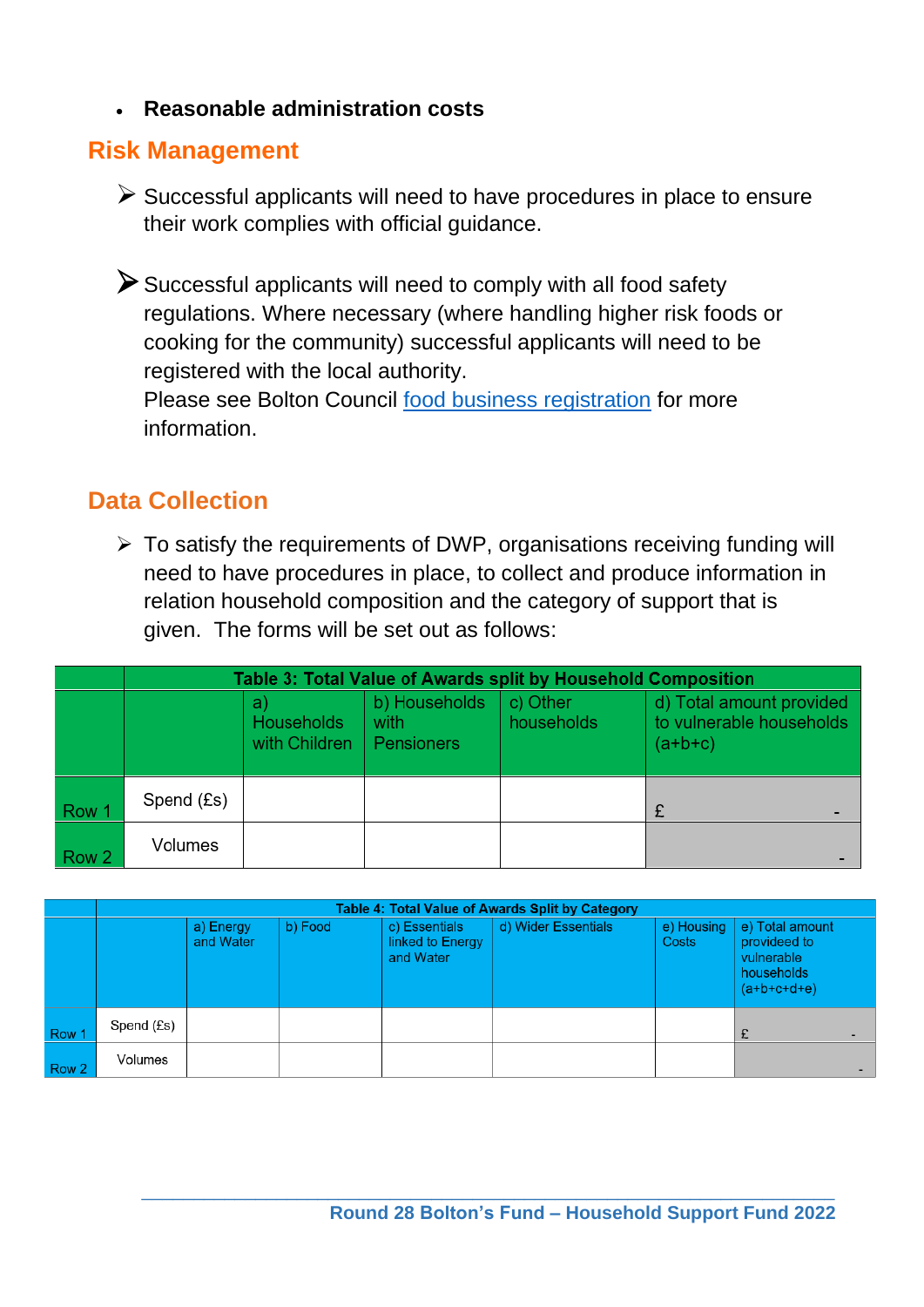- **Reasonable administration costs**

## Risk Management

- Successful applicants will need to have procedures in place to ensure their work complies with official guidance.

- Successful applicants will need to comply with all food safety regulations. Where necessary (where handling higher risk foods or cooking for the community) successful applicants will need to be registered with the local authority.
  Please see Bolton Council food business registration for more information.

## Data Collection

- To satisfy the requirements of DWP, organisations receiving funding will need to have procedures in place, to collect and produce information in relation household composition and the category of support that is given. The forms will be set out as follows:

| | Table 3: Total Value of Awards split by Household Composition | | | | |
|---|---|---|---|---|---|
| | | a) Households with Children | b) Households with Pensioners | c) Other households | d) Total amount provided to vulnerable households (a+b+c) |
| Row 1 | Spend (£s) | | | | £ - |
| Row 2 | Volumes | | | | - |

| | Table 4: Total Value of Awards Split by Category | | | | | | |
|---|---|---|---|---|---|---|---|
| | | a) Energy and Water | b) Food | c) Essentials linked to Energy and Water | d) Wider Essentials | e) Housing Costs | e) Total amount provideed to vulnerable households (a+b+c+d+e) |
| Row 1 | Spend (£s) | | | | | | £ - |
| Row 2 | Volumes | | | | | | - |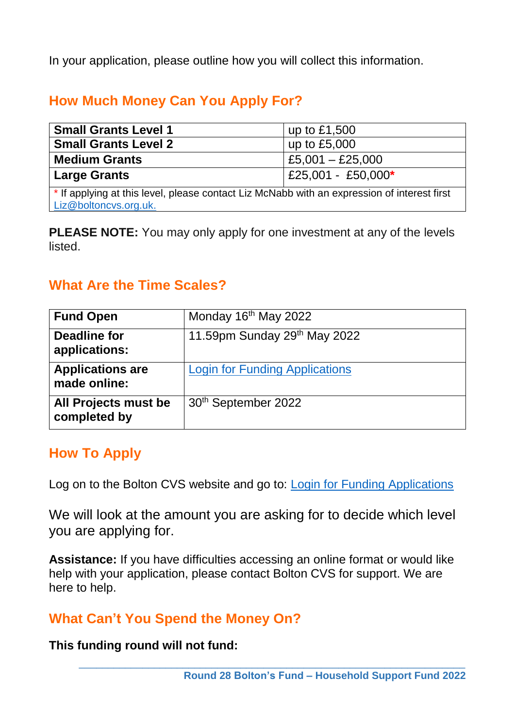In your application, please outline how you will collect this information.

## How Much Money Can You Apply For?

| | |
|---|---|
| **Small Grants Level 1** | up to £1,500 |
| **Small Grants Level 2** | up to £5,000 |
| **Medium Grants** | £5,001 – £25,000 |
| **Large Grants** | £25,001 - £50,000* |
| * If applying at this level, please contact Liz McNabb with an expression of interest first Liz@boltoncvs.org.uk. | |

**PLEASE NOTE:** You may only apply for one investment at any of the levels listed.

## What Are the Time Scales?

| | |
|---|---|
| **Fund Open** | Monday 16th May 2022 |
| **Deadline for applications:** | 11.59pm Sunday 29th May 2022 |
| **Applications are made online:** | Login for Funding Applications |
| **All Projects must be completed by** | 30th September 2022 |

## How To Apply

Log on to the Bolton CVS website and go to: Login for Funding Applications

We will look at the amount you are asking for to decide which level you are applying for.

**Assistance:** If you have difficulties accessing an online format or would like help with your application, please contact Bolton CVS for support. We are here to help.

## What Can't You Spend the Money On?

**This funding round will not fund:**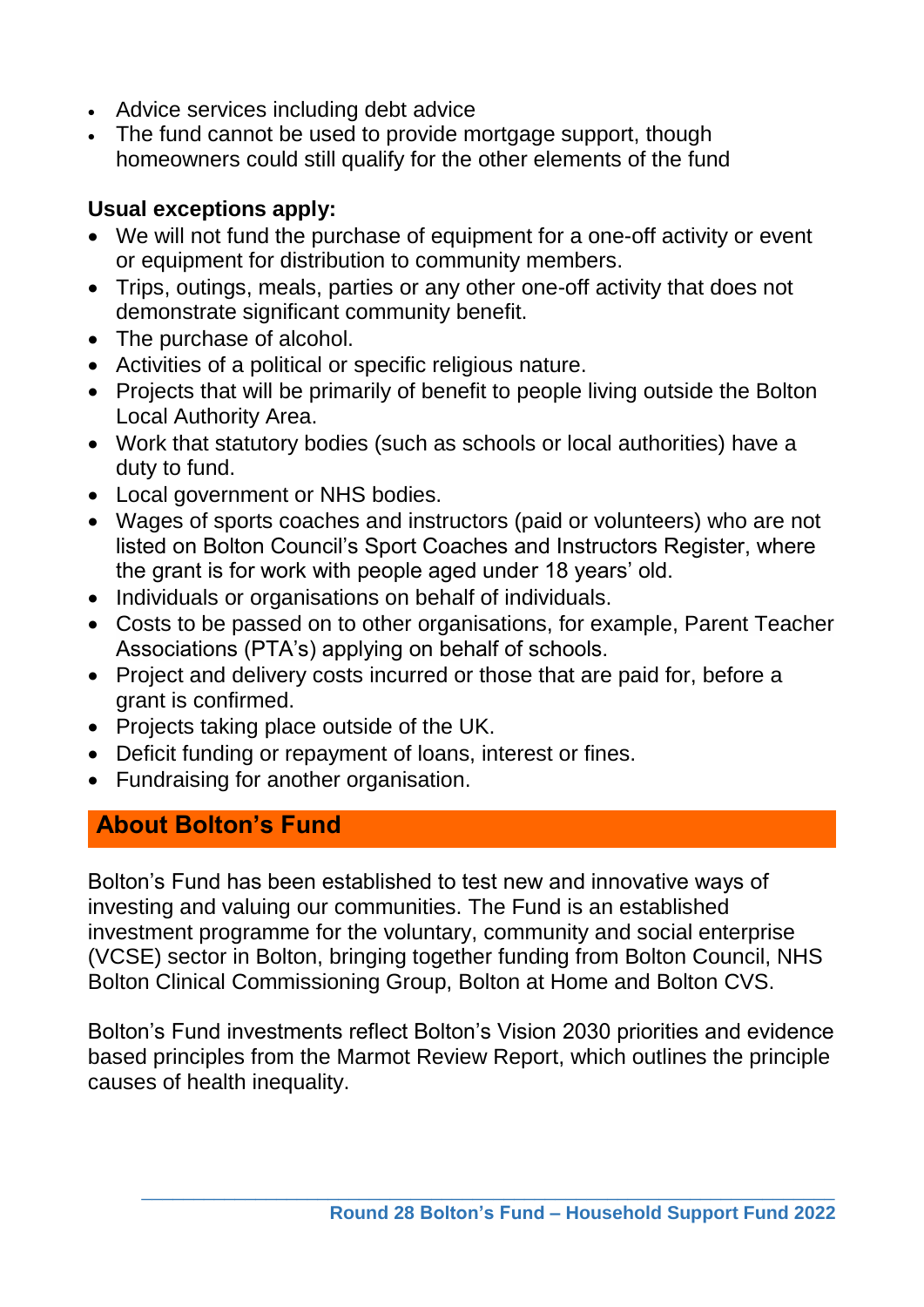- Advice services including debt advice
- The fund cannot be used to provide mortgage support, though homeowners could still qualify for the other elements of the fund

**Usual exceptions apply:**

- We will not fund the purchase of equipment for a one-off activity or event or equipment for distribution to community members.
- Trips, outings, meals, parties or any other one-off activity that does not demonstrate significant community benefit.
- The purchase of alcohol.
- Activities of a political or specific religious nature.
- Projects that will be primarily of benefit to people living outside the Bolton Local Authority Area.
- Work that statutory bodies (such as schools or local authorities) have a duty to fund.
- Local government or NHS bodies.
- Wages of sports coaches and instructors (paid or volunteers) who are not listed on Bolton Council's Sport Coaches and Instructors Register, where the grant is for work with people aged under 18 years' old.
- Individuals or organisations on behalf of individuals.
- Costs to be passed on to other organisations, for example, Parent Teacher Associations (PTA's) applying on behalf of schools.
- Project and delivery costs incurred or those that are paid for, before a grant is confirmed.
- Projects taking place outside of the UK.
- Deficit funding or repayment of loans, interest or fines.
- Fundraising for another organisation.

## About Bolton's Fund

Bolton's Fund has been established to test new and innovative ways of investing and valuing our communities. The Fund is an established investment programme for the voluntary, community and social enterprise (VCSE) sector in Bolton, bringing together funding from Bolton Council, NHS Bolton Clinical Commissioning Group, Bolton at Home and Bolton CVS.

Bolton's Fund investments reflect Bolton's Vision 2030 priorities and evidence based principles from the Marmot Review Report, which outlines the principle causes of health inequality.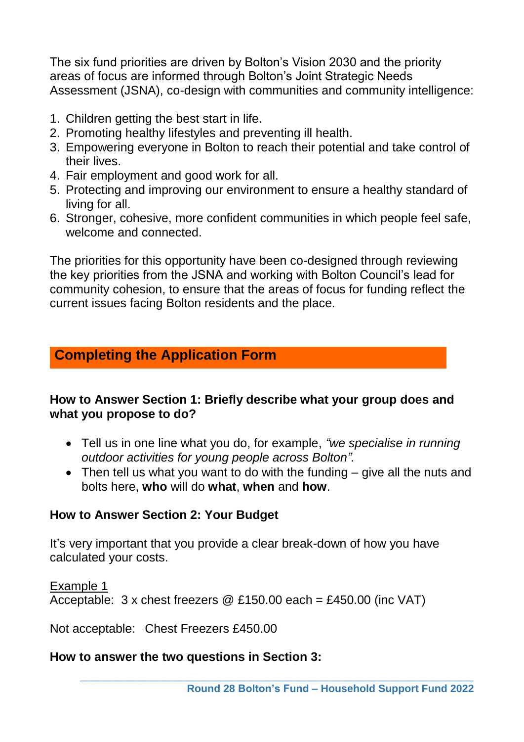The six fund priorities are driven by Bolton's Vision 2030 and the priority areas of focus are informed through Bolton's Joint Strategic Needs Assessment (JSNA), co-design with communities and community intelligence:

1. Children getting the best start in life.
2. Promoting healthy lifestyles and preventing ill health.
3. Empowering everyone in Bolton to reach their potential and take control of their lives.
4. Fair employment and good work for all.
5. Protecting and improving our environment to ensure a healthy standard of living for all.
6. Stronger, cohesive, more confident communities in which people feel safe, welcome and connected.

The priorities for this opportunity have been co-designed through reviewing the key priorities from the JSNA and working with Bolton Council's lead for community cohesion, to ensure that the areas of focus for funding reflect the current issues facing Bolton residents and the place.

## Completing the Application Form

### How to Answer Section 1: Briefly describe what your group does and what you propose to do?

- Tell us in one line what you do, for example, *"we specialise in running outdoor activities for young people across Bolton".*
- Then tell us what you want to do with the funding – give all the nuts and bolts here, **who** will do **what**, **when** and **how**.

### How to Answer Section 2: Your Budget

It's very important that you provide a clear break-down of how you have calculated your costs.

Example 1

Acceptable: 3 x chest freezers @ £150.00 each = £450.00 (inc VAT)

Not acceptable: Chest Freezers £450.00

### How to answer the two questions in Section 3: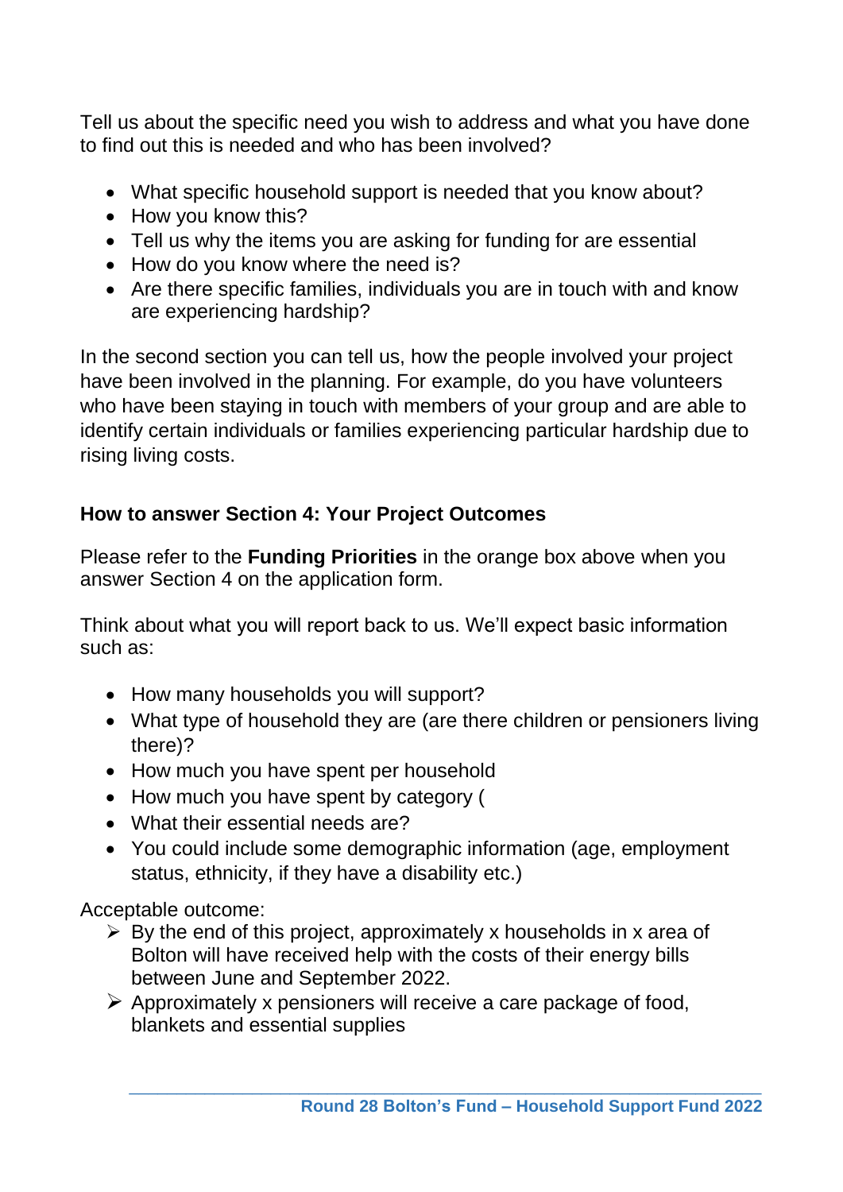Tell us about the specific need you wish to address and what you have done to find out this is needed and who has been involved?

- What specific household support is needed that you know about?
- How you know this?
- Tell us why the items you are asking for funding for are essential
- How do you know where the need is?
- Are there specific families, individuals you are in touch with and know are experiencing hardship?

In the second section you can tell us, how the people involved your project have been involved in the planning. For example, do you have volunteers who have been staying in touch with members of your group and are able to identify certain individuals or families experiencing particular hardship due to rising living costs.

**How to answer Section 4: Your Project Outcomes**

Please refer to the **Funding Priorities** in the orange box above when you answer Section 4 on the application form.

Think about what you will report back to us. We'll expect basic information such as:

- How many households you will support?
- What type of household they are (are there children or pensioners living there)?
- How much you have spent per household
- How much you have spent by category (
- What their essential needs are?
- You could include some demographic information (age, employment status, ethnicity, if they have a disability etc.)

Acceptable outcome:

- By the end of this project, approximately x households in x area of Bolton will have received help with the costs of their energy bills between June and September 2022.
- Approximately x pensioners will receive a care package of food, blankets and essential supplies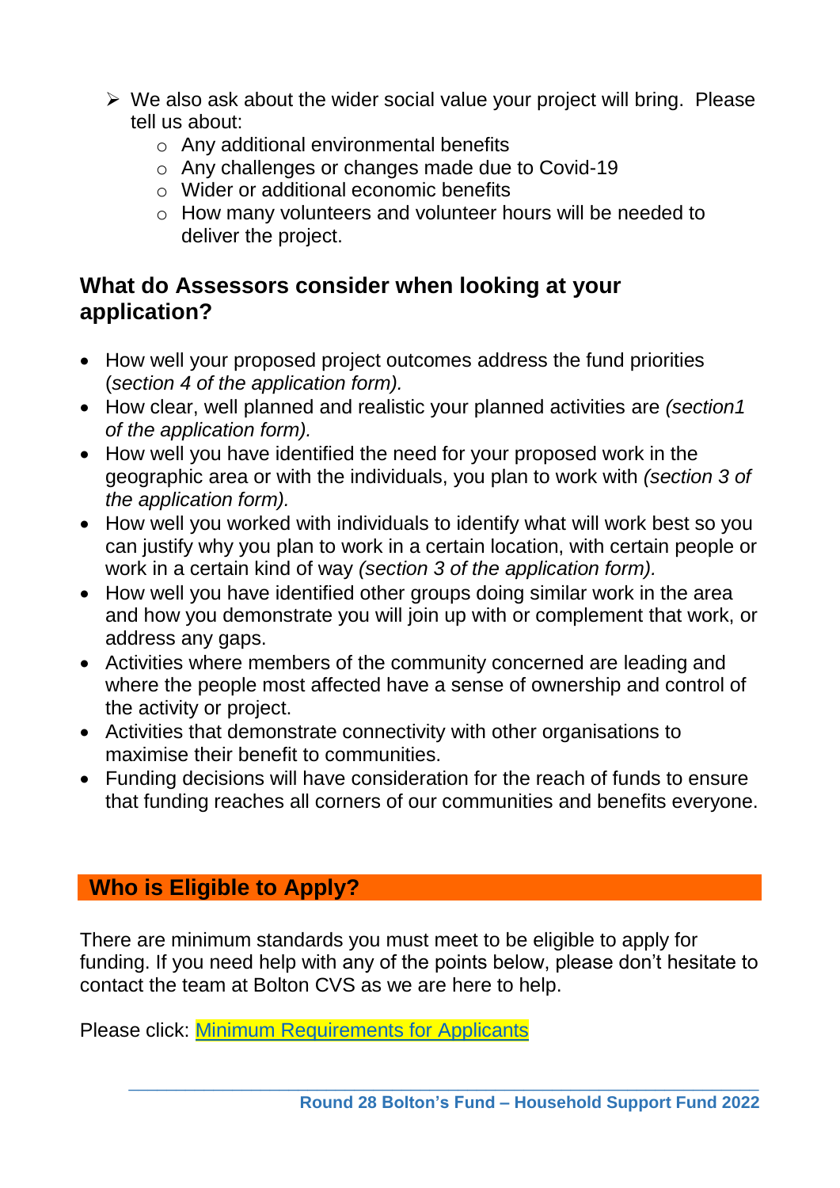- We also ask about the wider social value your project will bring. Please tell us about:
  - Any additional environmental benefits
  - Any challenges or changes made due to Covid-19
  - Wider or additional economic benefits
  - How many volunteers and volunteer hours will be needed to deliver the project.

## What do Assessors consider when looking at your application?

- How well your proposed project outcomes address the fund priorities (*section 4 of the application form).*
- How clear, well planned and realistic your planned activities are *(section1 of the application form).*
- How well you have identified the need for your proposed work in the geographic area or with the individuals, you plan to work with *(section 3 of the application form).*
- How well you worked with individuals to identify what will work best so you can justify why you plan to work in a certain location, with certain people or work in a certain kind of way *(section 3 of the application form).*
- How well you have identified other groups doing similar work in the area and how you demonstrate you will join up with or complement that work, or address any gaps.
- Activities where members of the community concerned are leading and where the people most affected have a sense of ownership and control of the activity or project.
- Activities that demonstrate connectivity with other organisations to maximise their benefit to communities.
- Funding decisions will have consideration for the reach of funds to ensure that funding reaches all corners of our communities and benefits everyone.

## Who is Eligible to Apply?

There are minimum standards you must meet to be eligible to apply for funding. If you need help with any of the points below, please don't hesitate to contact the team at Bolton CVS as we are here to help.

Please click: Minimum Requirements for Applicants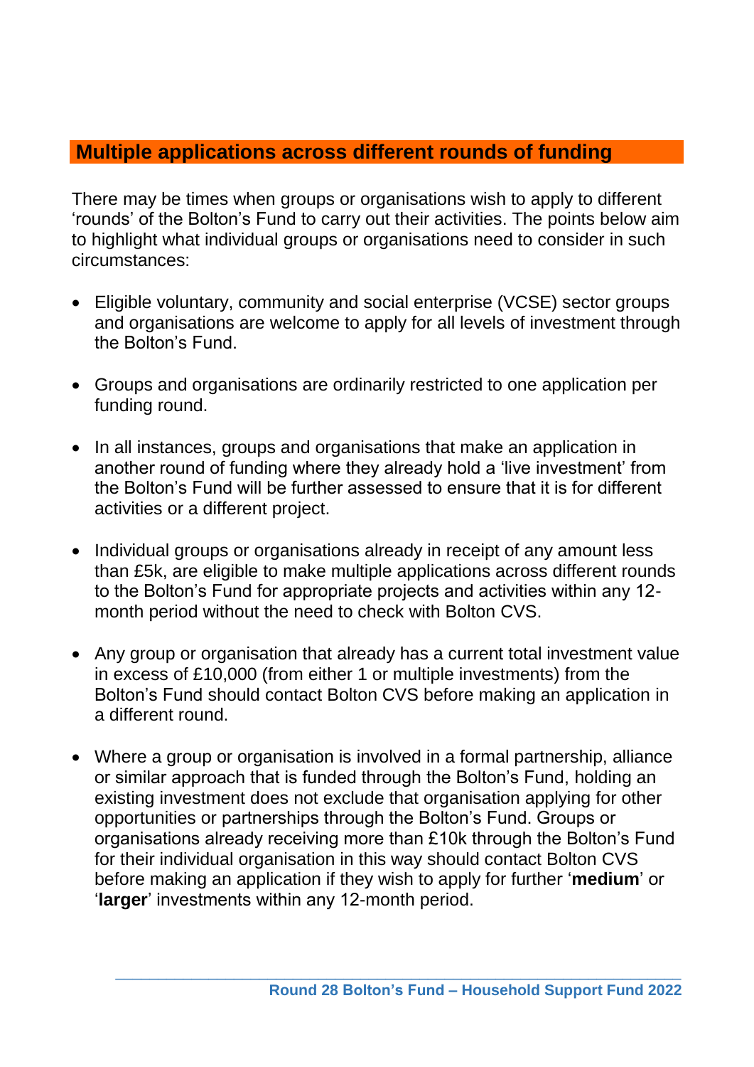## Multiple applications across different rounds of funding

There may be times when groups or organisations wish to apply to different 'rounds' of the Bolton's Fund to carry out their activities. The points below aim to highlight what individual groups or organisations need to consider in such circumstances:

- Eligible voluntary, community and social enterprise (VCSE) sector groups and organisations are welcome to apply for all levels of investment through the Bolton's Fund.

- Groups and organisations are ordinarily restricted to one application per funding round.

- In all instances, groups and organisations that make an application in another round of funding where they already hold a 'live investment' from the Bolton's Fund will be further assessed to ensure that it is for different activities or a different project.

- Individual groups or organisations already in receipt of any amount less than £5k, are eligible to make multiple applications across different rounds to the Bolton's Fund for appropriate projects and activities within any 12-month period without the need to check with Bolton CVS.

- Any group or organisation that already has a current total investment value in excess of £10,000 (from either 1 or multiple investments) from the Bolton's Fund should contact Bolton CVS before making an application in a different round.

- Where a group or organisation is involved in a formal partnership, alliance or similar approach that is funded through the Bolton's Fund, holding an existing investment does not exclude that organisation applying for other opportunities or partnerships through the Bolton's Fund. Groups or organisations already receiving more than £10k through the Bolton's Fund for their individual organisation in this way should contact Bolton CVS before making an application if they wish to apply for further '**medium**' or '**larger**' investments within any 12-month period.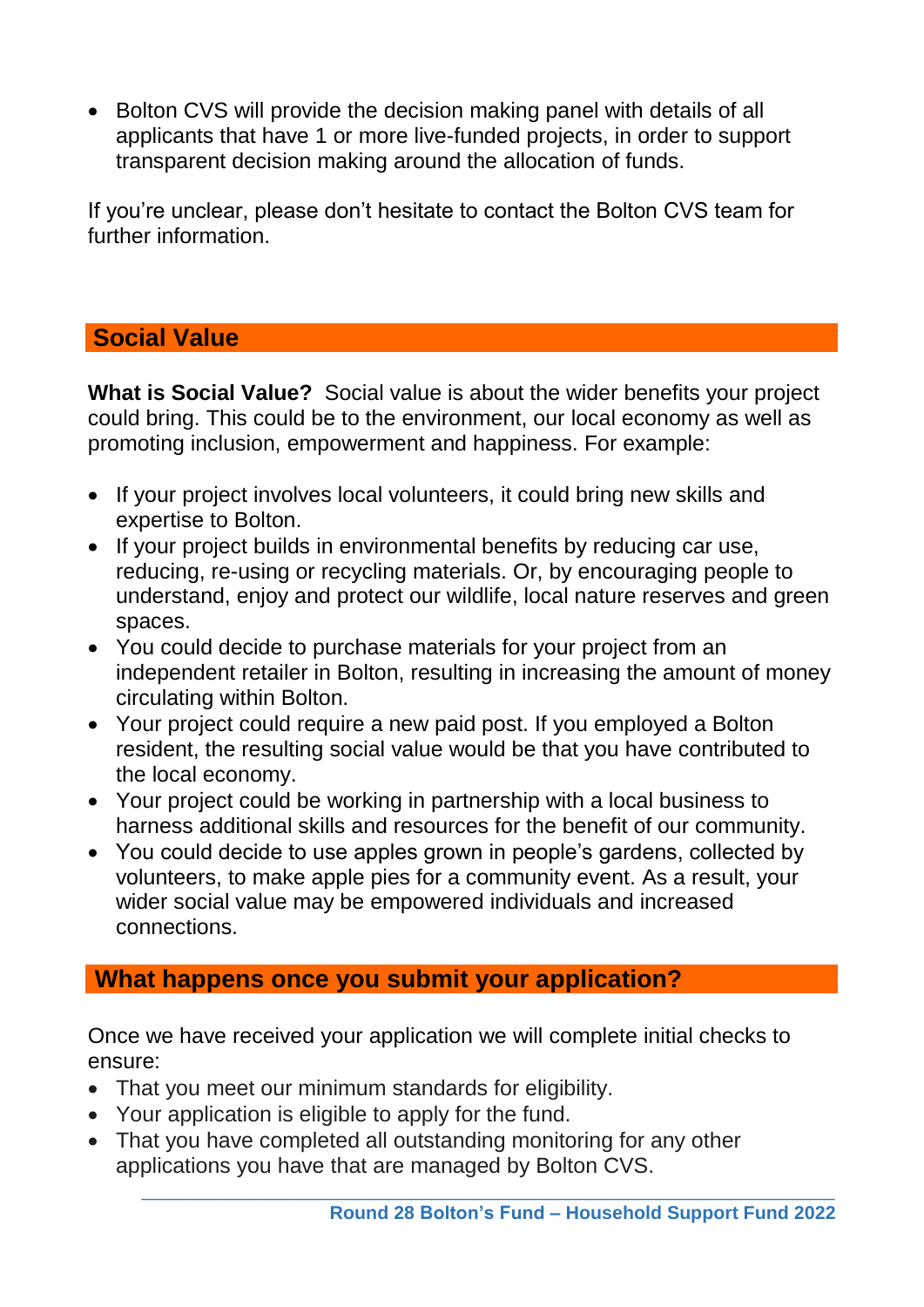- Bolton CVS will provide the decision making panel with details of all applicants that have 1 or more live-funded projects, in order to support transparent decision making around the allocation of funds.

If you're unclear, please don't hesitate to contact the Bolton CVS team for further information.

## Social Value

**What is Social Value?** Social value is about the wider benefits your project could bring. This could be to the environment, our local economy as well as promoting inclusion, empowerment and happiness. For example:

- If your project involves local volunteers, it could bring new skills and expertise to Bolton.
- If your project builds in environmental benefits by reducing car use, reducing, re-using or recycling materials. Or, by encouraging people to understand, enjoy and protect our wildlife, local nature reserves and green spaces.
- You could decide to purchase materials for your project from an independent retailer in Bolton, resulting in increasing the amount of money circulating within Bolton.
- Your project could require a new paid post. If you employed a Bolton resident, the resulting social value would be that you have contributed to the local economy.
- Your project could be working in partnership with a local business to harness additional skills and resources for the benefit of our community.
- You could decide to use apples grown in people's gardens, collected by volunteers, to make apple pies for a community event. As a result, your wider social value may be empowered individuals and increased connections.

## What happens once you submit your application?

Once we have received your application we will complete initial checks to ensure:

- That you meet our minimum standards for eligibility.
- Your application is eligible to apply for the fund.
- That you have completed all outstanding monitoring for any other applications you have that are managed by Bolton CVS.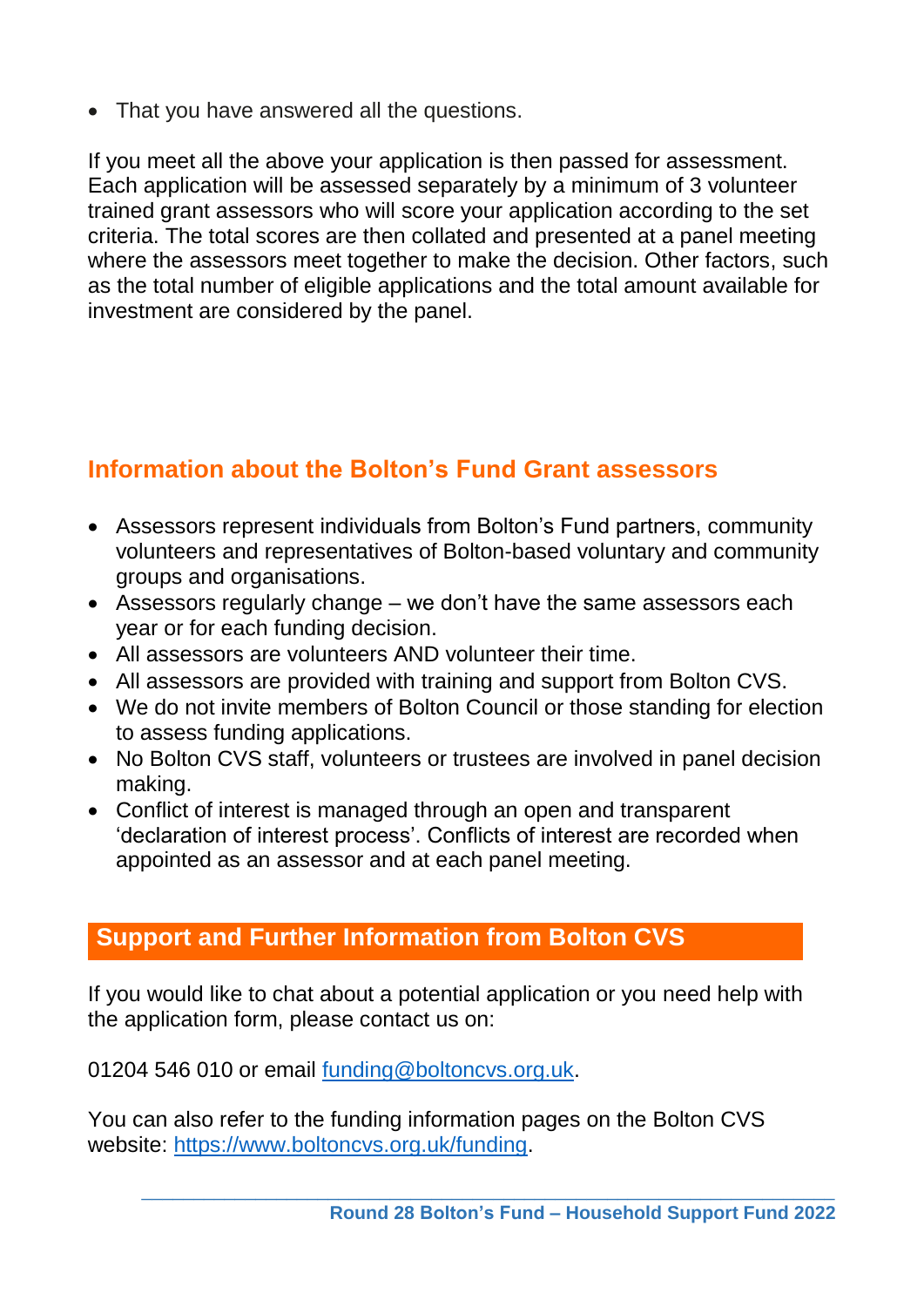- That you have answered all the questions.

If you meet all the above your application is then passed for assessment. Each application will be assessed separately by a minimum of 3 volunteer trained grant assessors who will score your application according to the set criteria. The total scores are then collated and presented at a panel meeting where the assessors meet together to make the decision. Other factors, such as the total number of eligible applications and the total amount available for investment are considered by the panel.

## Information about the Bolton's Fund Grant assessors

- Assessors represent individuals from Bolton's Fund partners, community volunteers and representatives of Bolton-based voluntary and community groups and organisations.
- Assessors regularly change – we don't have the same assessors each year or for each funding decision.
- All assessors are volunteers AND volunteer their time.
- All assessors are provided with training and support from Bolton CVS.
- We do not invite members of Bolton Council or those standing for election to assess funding applications.
- No Bolton CVS staff, volunteers or trustees are involved in panel decision making.
- Conflict of interest is managed through an open and transparent 'declaration of interest process'. Conflicts of interest are recorded when appointed as an assessor and at each panel meeting.

## Support and Further Information from Bolton CVS

If you would like to chat about a potential application or you need help with the application form, please contact us on:

01204 546 010 or email [funding@boltoncvs.org.uk](mailto:funding@boltoncvs.org.uk).

You can also refer to the funding information pages on the Bolton CVS website: [https://www.boltoncvs.org.uk/funding](https://www.boltoncvs.org.uk/funding).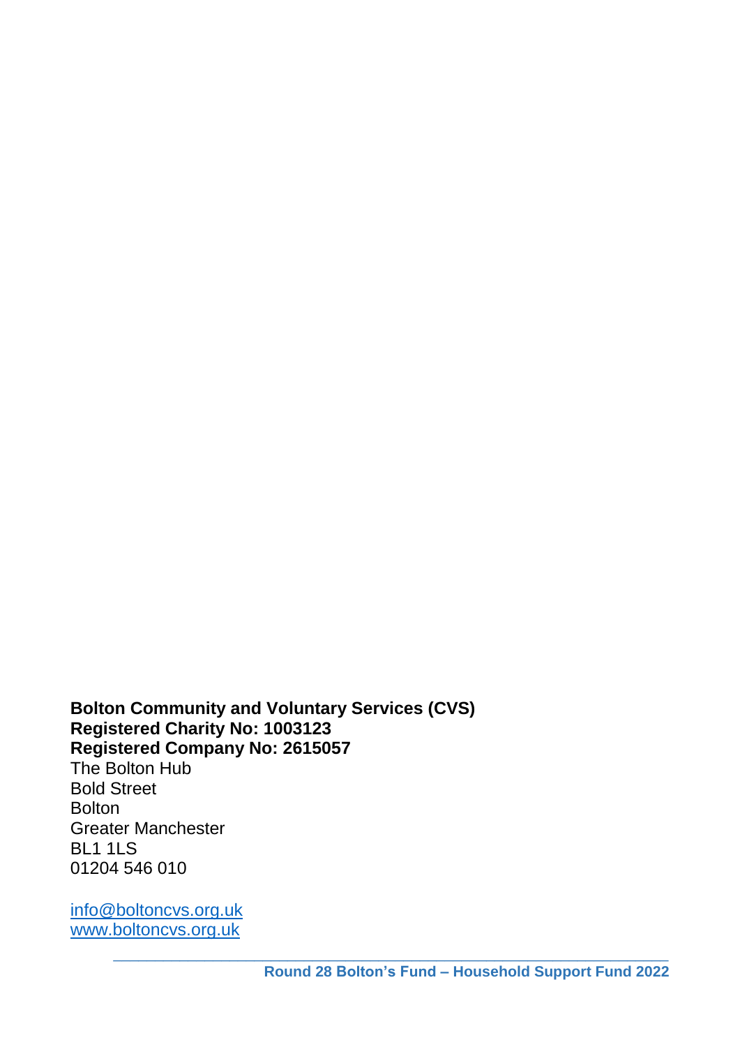**Bolton Community and Voluntary Services (CVS)**
**Registered Charity No: 1003123**
**Registered Company No: 2615057**
The Bolton Hub
Bold Street
Bolton
Greater Manchester
BL1 1LS
01204 546 010

[info@boltoncvs.org.uk](mailto:info@boltoncvs.org.uk)
[www.boltoncvs.org.uk](http://www.boltoncvs.org.uk)